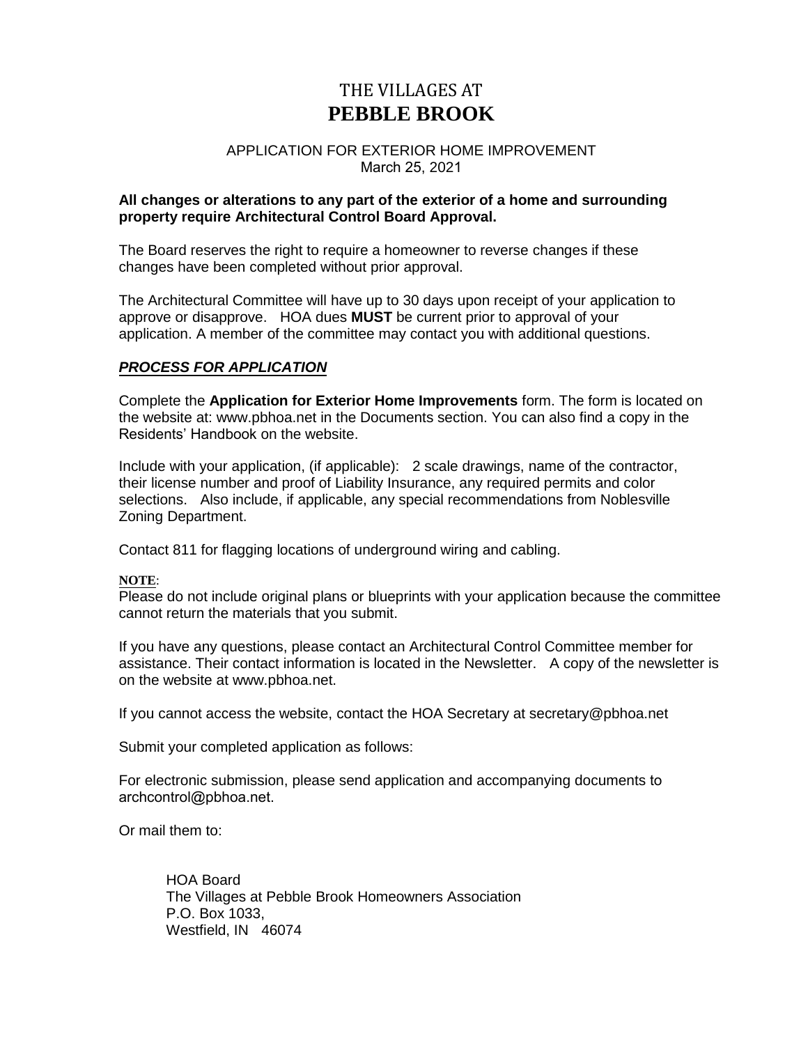# THE VILLAGES AT
# PEBBLE BROOK

APPLICATION FOR EXTERIOR HOME IMPROVEMENT
March 25, 2021

**All changes or alterations to any part of the exterior of a home and surrounding property require Architectural Control Board Approval.**

The Board reserves the right to require a homeowner to reverse changes if these changes have been completed without prior approval.

The Architectural Committee will have up to 30 days upon receipt of your application to approve or disapprove. HOA dues **MUST** be current prior to approval of your application. A member of the committee may contact you with additional questions.

## ***PROCESS FOR APPLICATION***

Complete the **Application for Exterior Home Improvements** form. The form is located on the website at: www.pbhoa.net in the Documents section. You can also find a copy in the Residents' Handbook on the website.

Include with your application, (if applicable): 2 scale drawings, name of the contractor, their license number and proof of Liability Insurance, any required permits and color selections. Also include, if applicable, any special recommendations from Noblesville Zoning Department.

Contact 811 for flagging locations of underground wiring and cabling.

**NOTE**:
Please do not include original plans or blueprints with your application because the committee cannot return the materials that you submit.

If you have any questions, please contact an Architectural Control Committee member for assistance. Their contact information is located in the Newsletter. A copy of the newsletter is on the website at www.pbhoa.net.

If you cannot access the website, contact the HOA Secretary at secretary@pbhoa.net

Submit your completed application as follows:

For electronic submission, please send application and accompanying documents to archcontrol@pbhoa.net.

Or mail them to:

HOA Board
The Villages at Pebble Brook Homeowners Association
P.O. Box 1033,
Westfield, IN 46074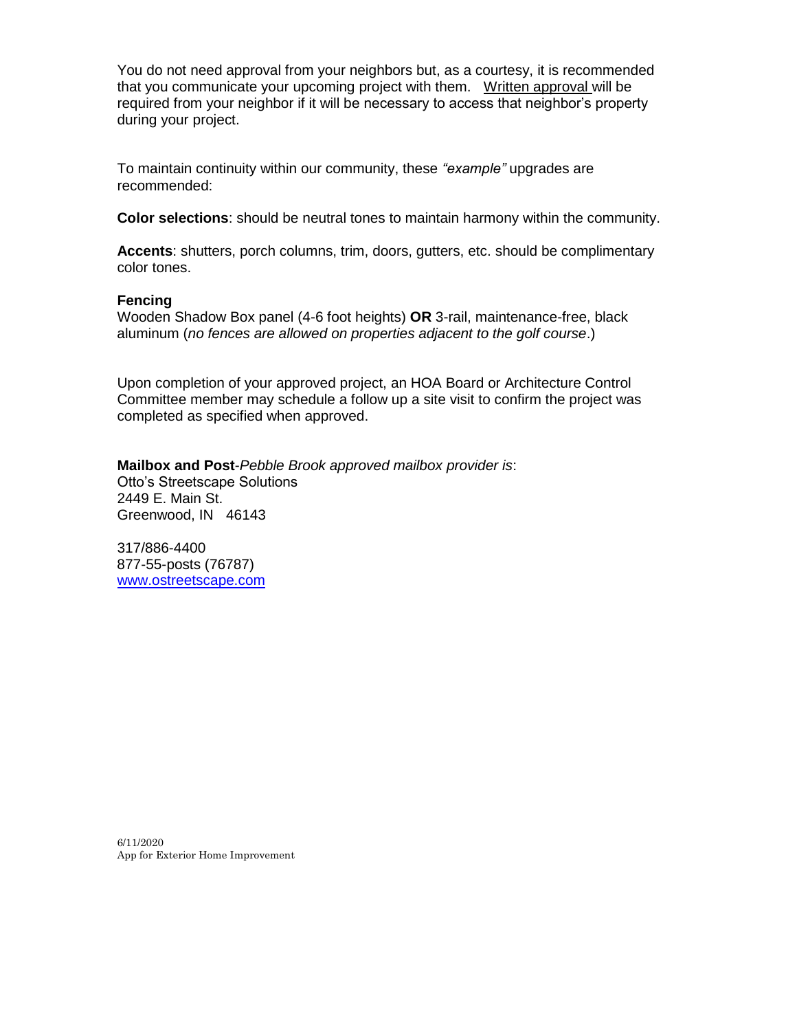You do not need approval from your neighbors but, as a courtesy, it is recommended that you communicate your upcoming project with them. Written approval will be required from your neighbor if it will be necessary to access that neighbor's property during your project.

To maintain continuity within our community, these *"example"* upgrades are recommended:

**Color selections**: should be neutral tones to maintain harmony within the community.

**Accents**: shutters, porch columns, trim, doors, gutters, etc. should be complimentary color tones.

**Fencing**
Wooden Shadow Box panel (4-6 foot heights) **OR** 3-rail, maintenance-free, black aluminum (*no fences are allowed on properties adjacent to the golf course*.)

Upon completion of your approved project, an HOA Board or Architecture Control Committee member may schedule a follow up a site visit to confirm the project was completed as specified when approved.

**Mailbox and Post**-*Pebble Brook approved mailbox provider is*:
Otto's Streetscape Solutions
2449 E. Main St.
Greenwood, IN 46143

317/886-4400
877-55-posts (76787)
www.ostreetscape.com

6/11/2020
App for Exterior Home Improvement